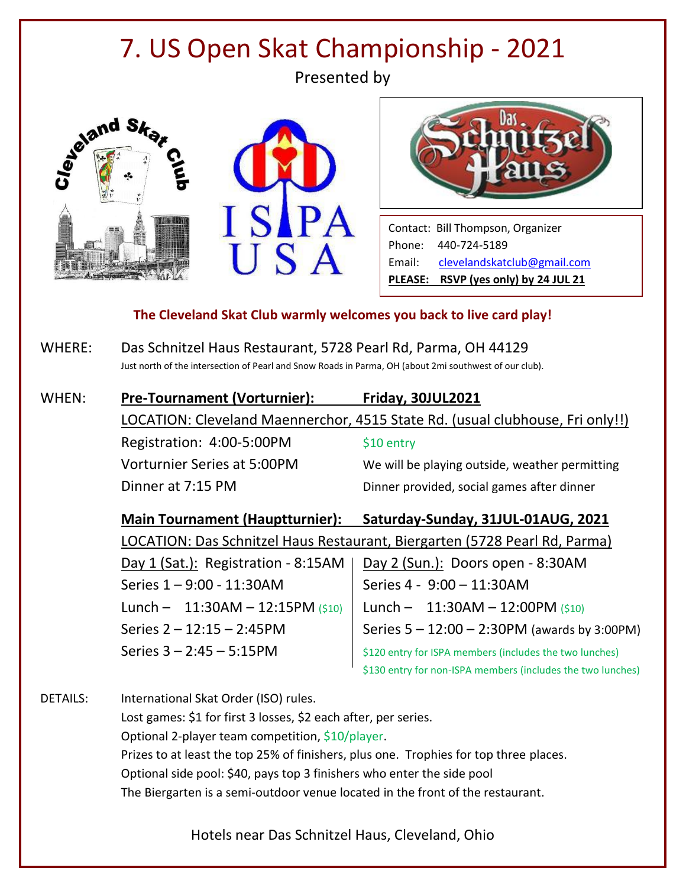# 7. US Open Skat Championship - 2021

Presented by

Contact: Bill Thompson, Organizer
Phone: 440-724-5189
Email: clevelandskatclub@gmail.com
**PLEASE: RSVP (yes only) by 24 JUL 21**

**The Cleveland Skat Club warmly welcomes you back to live card play!**

WHERE: Das Schnitzel Haus Restaurant, 5728 Pearl Rd, Parma, OH 44129
Just north of the intersection of Pearl and Snow Roads in Parma, OH (about 2mi southwest of our club).

WHEN: **Pre-Tournament (Vorturnier): Friday, 30JUL2021**

LOCATION: Cleveland Maennerchor, 4515 State Rd. (usual clubhouse, Fri only!!)

Registration: 4:00-5:00PM — $10 entry
Vorturnier Series at 5:00PM — We will be playing outside, weather permitting
Dinner at 7:15 PM — Dinner provided, social games after dinner

**Main Tournament (Hauptturnier): Saturday-Sunday, 31JUL-01AUG, 2021**

LOCATION: Das Schnitzel Haus Restaurant, Biergarten (5728 Pearl Rd, Parma)

| Day 1 (Sat.): Registration - 8:15AM | Day 2 (Sun.): Doors open - 8:30AM |
|---|---|
| Series 1 – 9:00 - 11:30AM | Series 4 - 9:00 – 11:30AM |
| Lunch – 11:30AM – 12:15PM ($10) | Lunch – 11:30AM – 12:00PM ($10) |
| Series 2 – 12:15 – 2:45PM | Series 5 – 12:00 – 2:30PM (awards by 3:00PM) |
| Series 3 – 2:45 – 5:15PM | $120 entry for ISPA members (includes the two lunches)<br>$130 entry for non-ISPA members (includes the two lunches) |

DETAILS: International Skat Order (ISO) rules.
Lost games: $1 for first 3 losses, $2 each after, per series.
Optional 2-player team competition, $10/player.
Prizes to at least the top 25% of finishers, plus one. Trophies for top three places.
Optional side pool: $40, pays top 3 finishers who enter the side pool
The Biergarten is a semi-outdoor venue located in the front of the restaurant.

Hotels near Das Schnitzel Haus, Cleveland, Ohio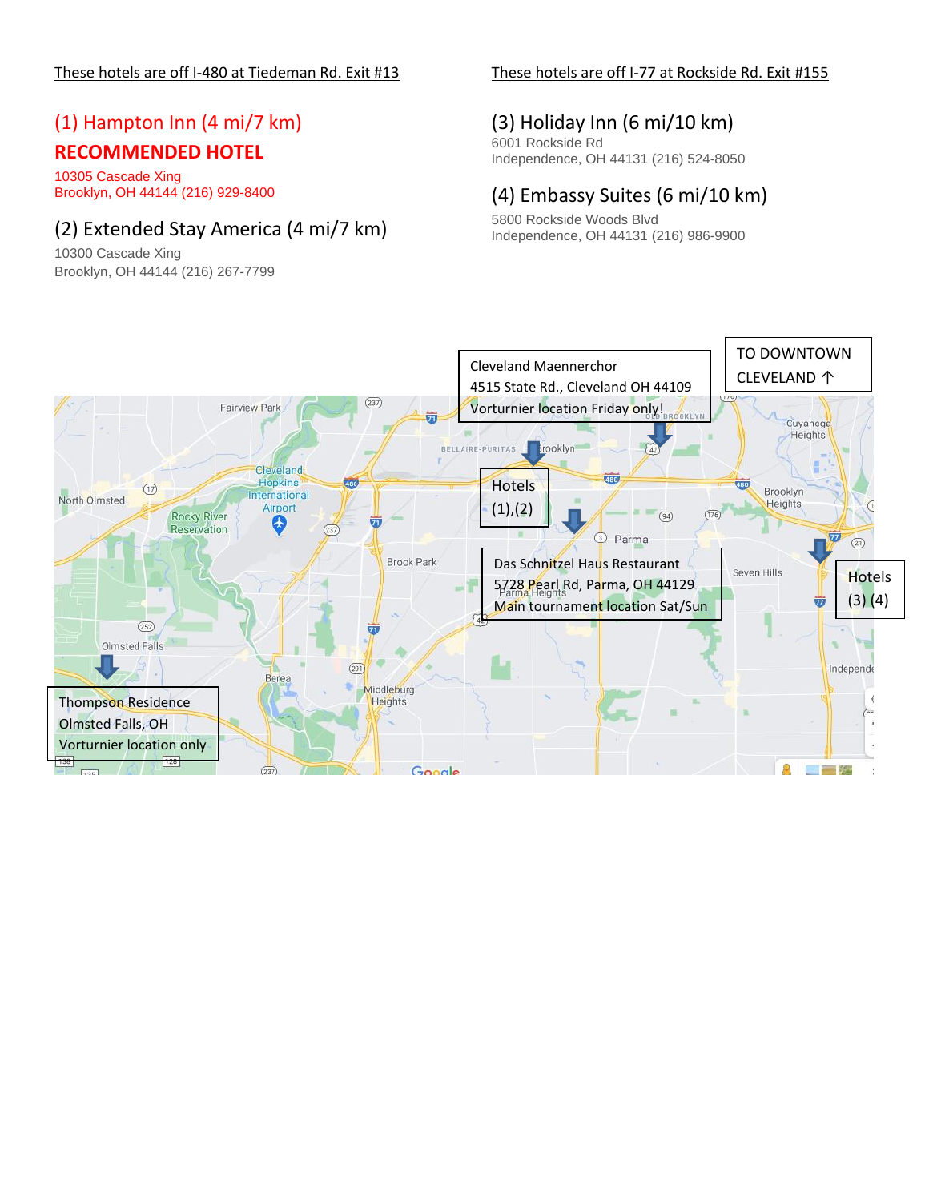These hotels are off I-480 at Tiedeman Rd. Exit #13

## (1) Hampton Inn (4 mi/7 km)

**RECOMMENDED HOTEL**

10305 Cascade Xing
Brooklyn, OH 44144 (216) 929-8400

## (2) Extended Stay America (4 mi/7 km)

10300 Cascade Xing
Brooklyn, OH 44144 (216) 267-7799

These hotels are off I-77 at Rockside Rd. Exit #155

## (3) Holiday Inn (6 mi/10 km)

6001 Rockside Rd
Independence, OH 44131 (216) 524-8050

## (4) Embassy Suites (6 mi/10 km)

5800 Rockside Woods Blvd
Independence, OH 44131 (216) 986-9900

Cleveland Maennerchor
4515 State Rd., Cleveland OH 44109
Vorturnier location Friday only!

TO DOWNTOWN CLEVELAND ↑

Hotels (1),(2)

Das Schnitzel Haus Restaurant
5728 Pearl Rd, Parma, OH 44129
Main tournament location Sat/Sun

Hotels (3) (4)

Thompson Residence
Olmsted Falls, OH
Vorturnier location only